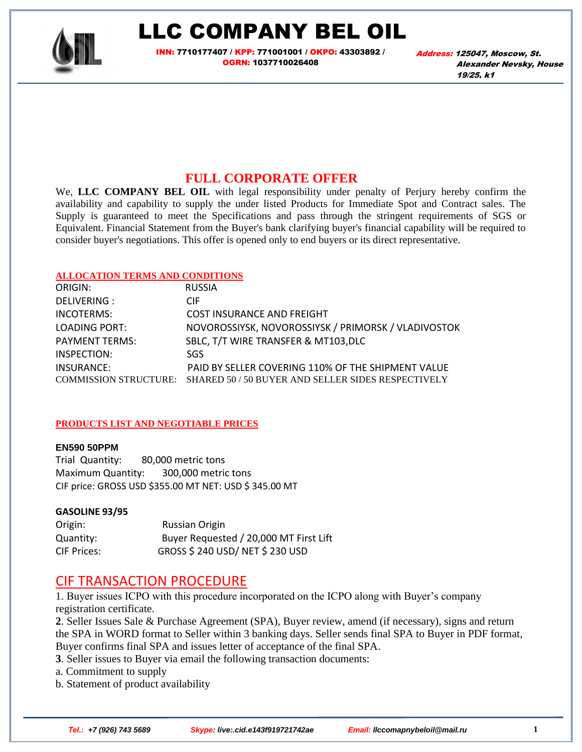# LLC COMPANY BEL OIL

**INN:** 7710177407 / **KPP:** 771001001 / **OKPO:** 43303892 / **OGRN:** 1037710026408

***Address:*** ***125047, Moscow, St. Alexander Nevsky, House 19/25, k1***

## FULL CORPORATE OFFER

We, **LLC COMPANY BEL OIL** with legal responsibility under penalty of Perjury hereby confirm the availability and capability to supply the under listed Products for Immediate Spot and Contract sales. The Supply is guaranteed to meet the Specifications and pass through the stringent requirements of SGS or Equivalent. Financial Statement from the Buyer's bank clarifying buyer's financial capability will be required to consider buyer's negotiations. This offer is opened only to end buyers or its direct representative.

### ALLOCATION TERMS AND CONDITIONS

| | |
|---|---|
| ORIGIN: | RUSSIA |
| DELIVERING : | CIF |
| INCOTERMS: | COST INSURANCE AND FREIGHT |
| LOADING PORT: | NOVOROSSIYSK, NOVOROSSIYSK / PRIMORSK / VLADIVOSTOK |
| PAYMENT TERMS: | SBLC, T/T WIRE TRANSFER & MT103,DLC |
| INSPECTION: | SGS |
| INSURANCE: | PAID BY SELLER COVERING 110% OF THE SHIPMENT VALUE |
| COMMISSION STRUCTURE: | SHARED 50 / 50 BUYER AND SELLER SIDES RESPECTIVELY |

### PRODUCTS LIST AND NEGOTIABLE PRICES

**EN590 50PPM**

Trial Quantity: 80,000 metric tons
Maximum Quantity: 300,000 metric tons
CIF price: GROSS USD $355.00 MT NET: USD $ 345.00 MT

**GASOLINE 93/95**

| | |
|---|---|
| Origin: | Russian Origin |
| Quantity: | Buyer Requested / 20,000 MT First Lift |
| CIF Prices: | GROSS $ 240 USD/ NET $ 230 USD |

## CIF TRANSACTION PROCEDURE

1. Buyer issues ICPO with this procedure incorporated on the ICPO along with Buyer's company registration certificate.
**2**. Seller Issues Sale & Purchase Agreement (SPA), Buyer review, amend (if necessary), signs and return the SPA in WORD format to Seller within 3 banking days. Seller sends final SPA to Buyer in PDF format, Buyer confirms final SPA and issues letter of acceptance of the final SPA.
**3**. Seller issues to Buyer via email the following transaction documents:
a. Commitment to supply
b. Statement of product availability

***Tel.:*** ***+7 (926) 743 5689*** ***Skype:*** ***live:.cid.e143f919721742ae*** ***Email:*** ***llccomapnybeloil@mail.ru***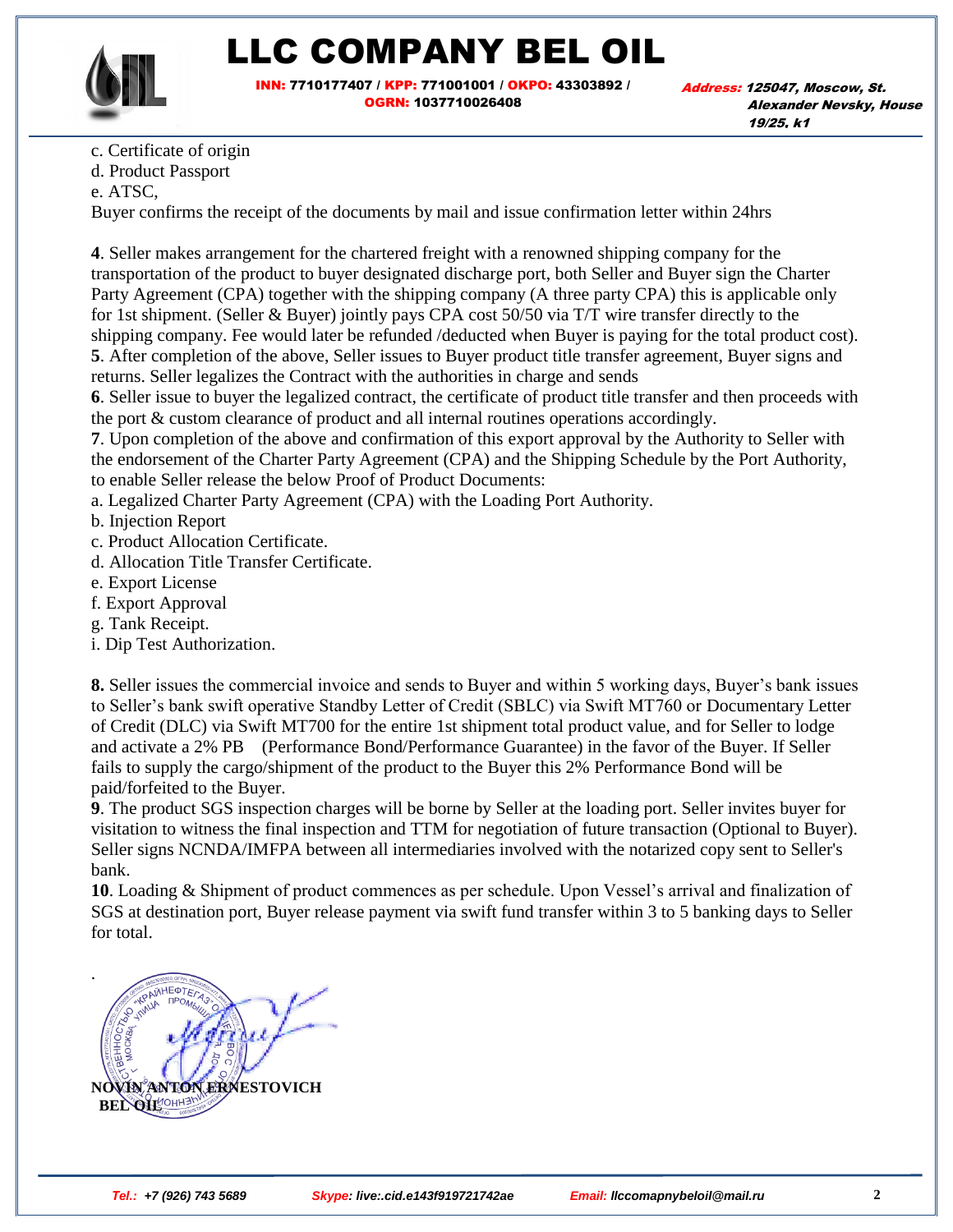c. Certificate of origin
d. Product Passport
e. ATSC,
Buyer confirms the receipt of the documents by mail and issue confirmation letter within 24hrs

**4**. Seller makes arrangement for the chartered freight with a renowned shipping company for the transportation of the product to buyer designated discharge port, both Seller and Buyer sign the Charter Party Agreement (CPA) together with the shipping company (A three party CPA) this is applicable only for 1st shipment. (Seller & Buyer) jointly pays CPA cost 50/50 via T/T wire transfer directly to the shipping company. Fee would later be refunded /deducted when Buyer is paying for the total product cost).
**5**. After completion of the above, Seller issues to Buyer product title transfer agreement, Buyer signs and returns. Seller legalizes the Contract with the authorities in charge and sends
**6**. Seller issue to buyer the legalized contract, the certificate of product title transfer and then proceeds with the port & custom clearance of product and all internal routines operations accordingly.
**7**. Upon completion of the above and confirmation of this export approval by the Authority to Seller with the endorsement of the Charter Party Agreement (CPA) and the Shipping Schedule by the Port Authority, to enable Seller release the below Proof of Product Documents:
a. Legalized Charter Party Agreement (CPA) with the Loading Port Authority.
b. Injection Report
c. Product Allocation Certificate.
d. Allocation Title Transfer Certificate.
e. Export License
f. Export Approval
g. Tank Receipt.
i. Dip Test Authorization.

**8.** Seller issues the commercial invoice and sends to Buyer and within 5 working days, Buyer's bank issues to Seller's bank swift operative Standby Letter of Credit (SBLC) via Swift MT760 or Documentary Letter of Credit (DLC) via Swift MT700 for the entire 1st shipment total product value, and for Seller to lodge and activate a 2% PB (Performance Bond/Performance Guarantee) in the favor of the Buyer. If Seller fails to supply the cargo/shipment of the product to the Buyer this 2% Performance Bond will be paid/forfeited to the Buyer.
**9**. The product SGS inspection charges will be borne by Seller at the loading port. Seller invites buyer for visitation to witness the final inspection and TTM for negotiation of future transaction (Optional to Buyer). Seller signs NCNDA/IMFPA between all intermediaries involved with the notarized copy sent to Seller's bank.
**10**. Loading & Shipment of product commences as per schedule. Upon Vessel's arrival and finalization of SGS at destination port, Buyer release payment via swift fund transfer within 3 to 5 banking days to Seller for total.

.

**NOVIN ANTON ERNESTOVICH**
**BEL OIL**